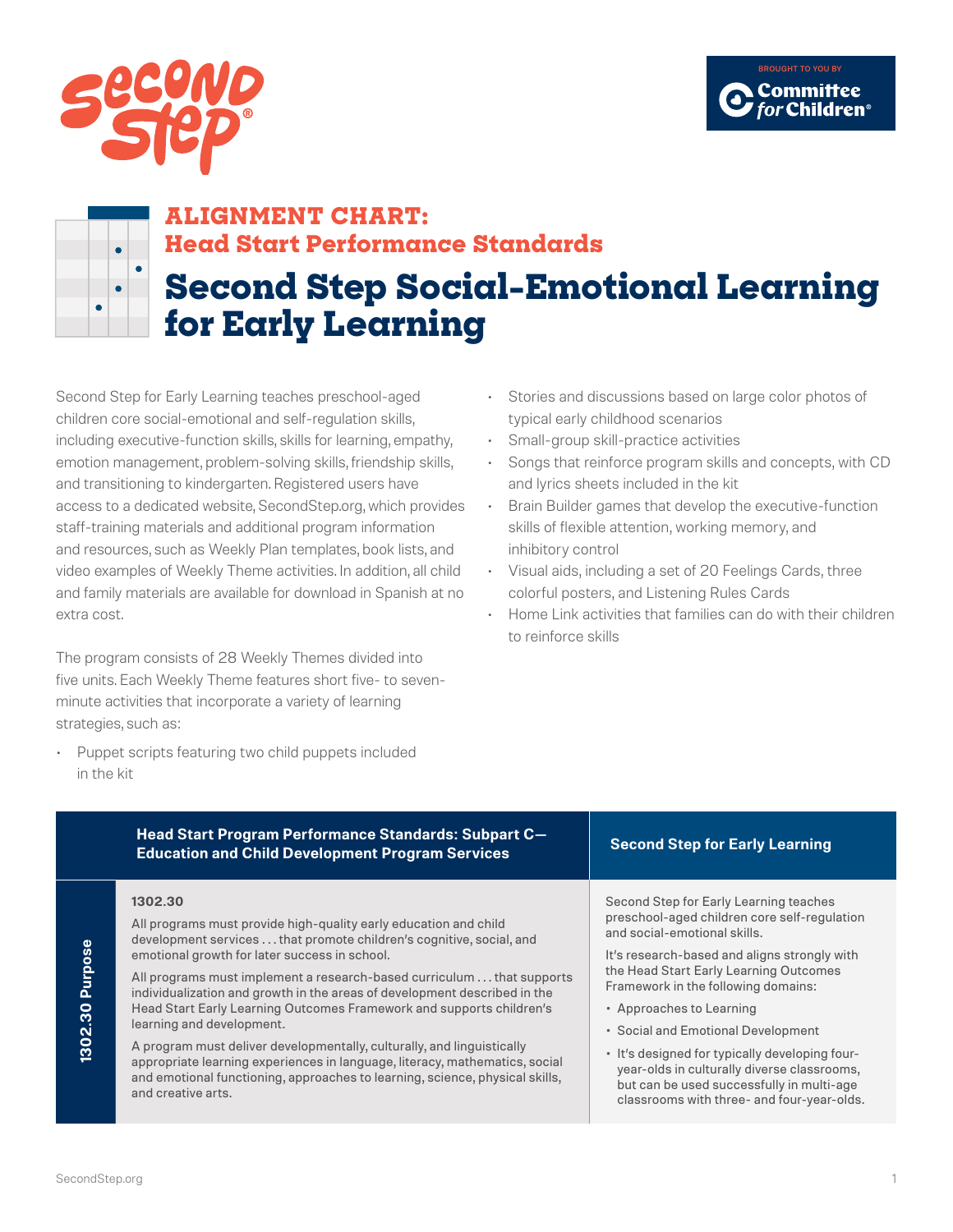Second Step

BROUGHT TO YOU BY Committee for Children®

## ALIGNMENT CHART: Head Start Performance Standards

# Second Step Social-Emotional Learning for Early Learning

Second Step for Early Learning teaches preschool-aged children core social-emotional and self-regulation skills, including executive-function skills, skills for learning, empathy, emotion management, problem-solving skills, friendship skills, and transitioning to kindergarten. Registered users have access to a dedicated website, SecondStep.org, which provides staff-training materials and additional program information and resources, such as Weekly Plan templates, book lists, and video examples of Weekly Theme activities. In addition, all child and family materials are available for download in Spanish at no extra cost.

The program consists of 28 Weekly Themes divided into five units. Each Weekly Theme features short five- to seven-minute activities that incorporate a variety of learning strategies, such as:

- Puppet scripts featuring two child puppets included in the kit
- Stories and discussions based on large color photos of typical early childhood scenarios
- Small-group skill-practice activities
- Songs that reinforce program skills and concepts, with CD and lyrics sheets included in the kit
- Brain Builder games that develop the executive-function skills of flexible attention, working memory, and inhibitory control
- Visual aids, including a set of 20 Feelings Cards, three colorful posters, and Listening Rules Cards
- Home Link activities that families can do with their children to reinforce skills

| | Head Start Program Performance Standards: Subpart C—Education and Child Development Program Services | Second Step for Early Learning |
|---|---|---|
| 1302.30 Purpose | **1302.30**<br><br>All programs must provide high-quality early education and child development services . . . that promote children's cognitive, social, and emotional growth for later success in school.<br><br>All programs must implement a research-based curriculum . . . that supports individualization and growth in the areas of development described in the Head Start Early Learning Outcomes Framework and supports children's learning and development.<br><br>A program must deliver developmentally, culturally, and linguistically appropriate learning experiences in language, literacy, mathematics, social and emotional functioning, approaches to learning, science, physical skills, and creative arts. | Second Step for Early Learning teaches preschool-aged children core self-regulation and social-emotional skills.<br><br>It's research-based and aligns strongly with the Head Start Early Learning Outcomes Framework in the following domains:<br><br>• Approaches to Learning<br>• Social and Emotional Development<br>• It's designed for typically developing four-year-olds in culturally diverse classrooms, but can be used successfully in multi-age classrooms with three- and four-year-olds. |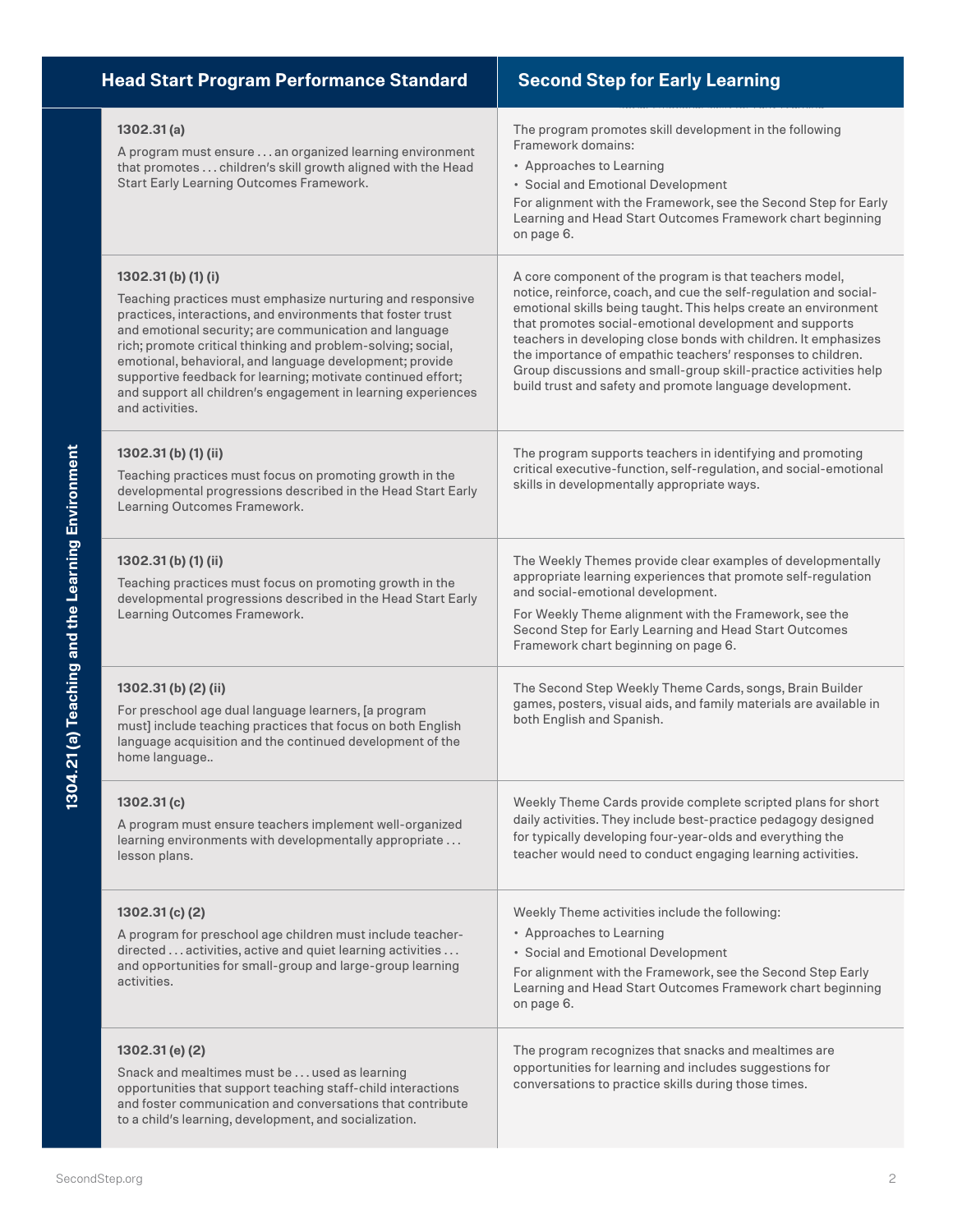| 1304.21 (a) Teaching and the Learning Environment | Head Start Program Performance Standard | Second Step for Early Learning |
|---|---|---|
| | **1302.31 (a)**<br>A program must ensure . . . an organized learning environment that promotes . . . children's skill growth aligned with the Head Start Early Learning Outcomes Framework. | The program promotes skill development in the following Framework domains:<br>• Approaches to Learning<br>• Social and Emotional Development<br>For alignment with the Framework, see the Second Step for Early Learning and Head Start Outcomes Framework chart beginning on page 6. |
| | **1302.31 (b) (1) (i)**<br>Teaching practices must emphasize nurturing and responsive practices, interactions, and environments that foster trust and emotional security; are communication and language rich; promote critical thinking and problem-solving; social, emotional, behavioral, and language development; provide supportive feedback for learning; motivate continued effort; and support all children's engagement in learning experiences and activities. | A core component of the program is that teachers model, notice, reinforce, coach, and cue the self-regulation and social-emotional skills being taught. This helps create an environment that promotes social-emotional development and supports teachers in developing close bonds with children. It emphasizes the importance of empathic teachers' responses to children. Group discussions and small-group skill-practice activities help build trust and safety and promote language development. |
| | **1302.31 (b) (1) (ii)**<br>Teaching practices must focus on promoting growth in the developmental progressions described in the Head Start Early Learning Outcomes Framework. | The program supports teachers in identifying and promoting critical executive-function, self-regulation, and social-emotional skills in developmentally appropriate ways. |
| | **1302.31 (b) (1) (ii)**<br>Teaching practices must focus on promoting growth in the developmental progressions described in the Head Start Early Learning Outcomes Framework. | The Weekly Themes provide clear examples of developmentally appropriate learning experiences that promote self-regulation and social-emotional development.<br>For Weekly Theme alignment with the Framework, see the Second Step for Early Learning and Head Start Outcomes Framework chart beginning on page 6. |
| | **1302.31 (b) (2) (ii)**<br>For preschool age dual language learners, [a program must] include teaching practices that focus on both English language acquisition and the continued development of the home language.. | The Second Step Weekly Theme Cards, songs, Brain Builder games, posters, visual aids, and family materials are available in both English and Spanish. |
| | **1302.31 (c)**<br>A program must ensure teachers implement well-organized learning environments with developmentally appropriate . . . lesson plans. | Weekly Theme Cards provide complete scripted plans for short daily activities. They include best-practice pedagogy designed for typically developing four-year-olds and everything the teacher would need to conduct engaging learning activities. |
| | **1302.31 (c) (2)**<br>A program for preschool age children must include teacher-directed . . . activities, active and quiet learning activities . . . and opportunities for small-group and large-group learning activities. | Weekly Theme activities include the following:<br>• Approaches to Learning<br>• Social and Emotional Development<br>For alignment with the Framework, see the Second Step Early Learning and Head Start Outcomes Framework chart beginning on page 6. |
| | **1302.31 (e) (2)**<br>Snack and mealtimes must be . . . used as learning opportunities that support teaching staff-child interactions and foster communication and conversations that contribute to a child's learning, development, and socialization. | The program recognizes that snacks and mealtimes are opportunities for learning and includes suggestions for conversations to practice skills during those times. |

SecondStep.org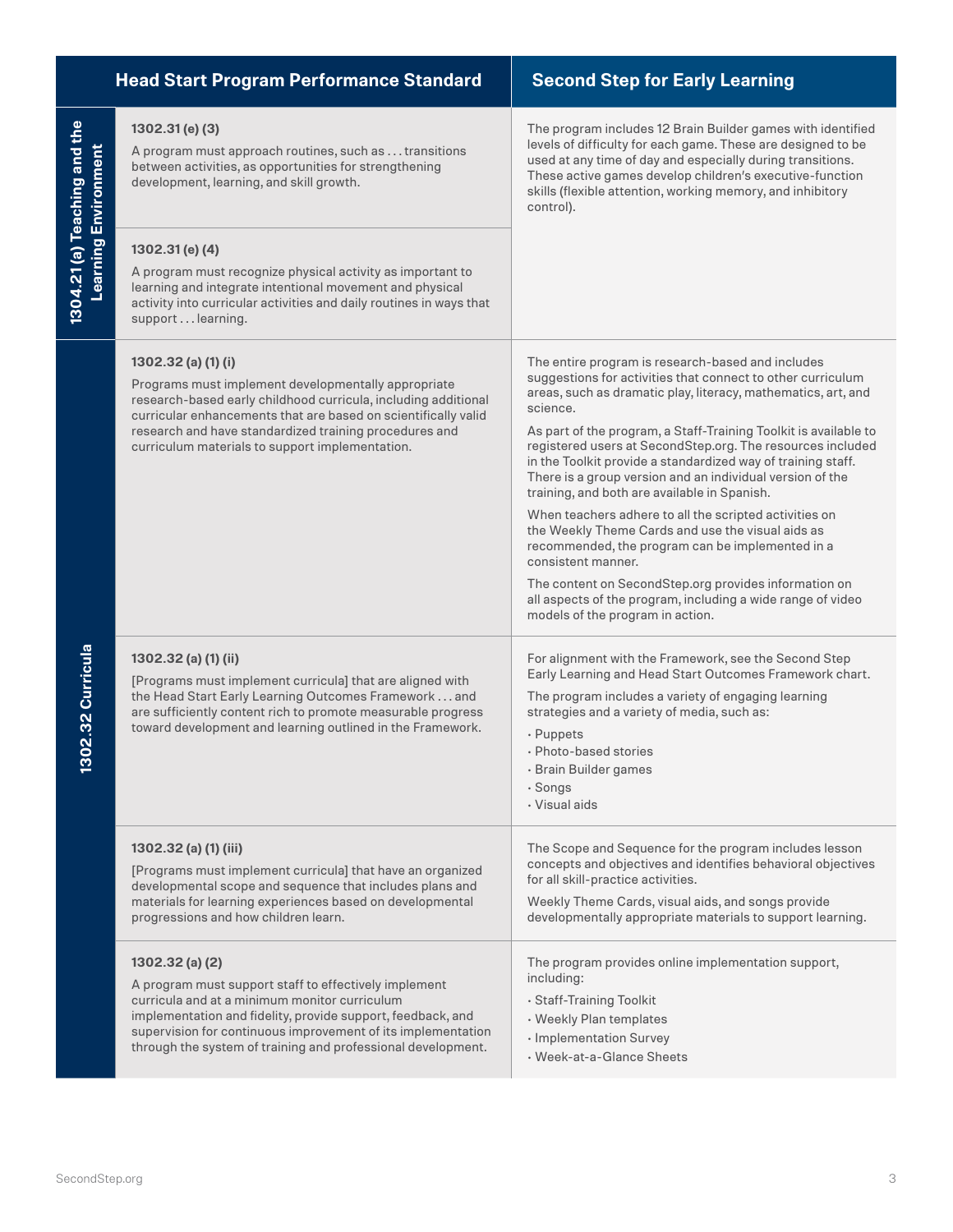| | Head Start Program Performance Standard | Second Step for Early Learning |
|---|---|---|
| 1304.21 (a) Teaching and the Learning Environment | **1302.31 (e) (3)**<br>A program must approach routines, such as . . . transitions between activities, as opportunities for strengthening development, learning, and skill growth. | The program includes 12 Brain Builder games with identified levels of difficulty for each game. These are designed to be used at any time of day and especially during transitions. These active games develop children's executive-function skills (flexible attention, working memory, and inhibitory control). |
| | **1302.31 (e) (4)**<br>A program must recognize physical activity as important to learning and integrate intentional movement and physical activity into curricular activities and daily routines in ways that support . . . learning. | |
| 1302.32 Curricula | **1302.32 (a) (1) (i)**<br>Programs must implement developmentally appropriate research-based early childhood curricula, including additional curricular enhancements that are based on scientifically valid research and have standardized training procedures and curriculum materials to support implementation. | The entire program is research-based and includes suggestions for activities that connect to other curriculum areas, such as dramatic play, literacy, mathematics, art, and science.<br>As part of the program, a Staff-Training Toolkit is available to registered users at SecondStep.org. The resources included in the Toolkit provide a standardized way of training staff. There is a group version and an individual version of the training, and both are available in Spanish.<br>When teachers adhere to all the scripted activities on the Weekly Theme Cards and use the visual aids as recommended, the program can be implemented in a consistent manner.<br>The content on SecondStep.org provides information on all aspects of the program, including a wide range of video models of the program in action. |
| | **1302.32 (a) (1) (ii)**<br>[Programs must implement curricula] that are aligned with the Head Start Early Learning Outcomes Framework . . . and are sufficiently content rich to promote measurable progress toward development and learning outlined in the Framework. | For alignment with the Framework, see the Second Step Early Learning and Head Start Outcomes Framework chart.<br>The program includes a variety of engaging learning strategies and a variety of media, such as:<br>· Puppets<br>· Photo-based stories<br>· Brain Builder games<br>· Songs<br>· Visual aids |
| | **1302.32 (a) (1) (iii)**<br>[Programs must implement curricula] that have an organized developmental scope and sequence that includes plans and materials for learning experiences based on developmental progressions and how children learn. | The Scope and Sequence for the program includes lesson concepts and objectives and identifies behavioral objectives for all skill-practice activities.<br>Weekly Theme Cards, visual aids, and songs provide developmentally appropriate materials to support learning. |
| | **1302.32 (a) (2)**<br>A program must support staff to effectively implement curricula and at a minimum monitor curriculum implementation and fidelity, provide support, feedback, and supervision for continuous improvement of its implementation through the system of training and professional development. | The program provides online implementation support, including:<br>· Staff-Training Toolkit<br>· Weekly Plan templates<br>· Implementation Survey<br>· Week-at-a-Glance Sheets |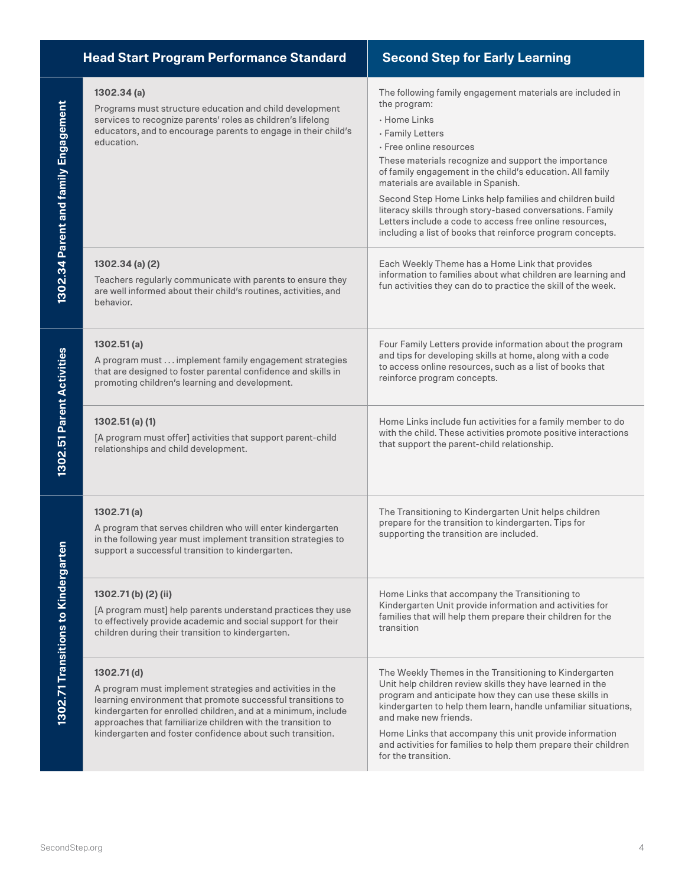| | Head Start Program Performance Standard | Second Step for Early Learning |
|---|---|---|
| 1302.34 Parent and family Engagement | **1302.34 (a)**<br>Programs must structure education and child development services to recognize parents' roles as children's lifelong educators, and to encourage parents to engage in their child's education. | The following family engagement materials are included in the program:<br>· Home Links<br>· Family Letters<br>· Free online resources<br>These materials recognize and support the importance of family engagement in the child's education. All family materials are available in Spanish.<br>Second Step Home Links help families and children build literacy skills through story-based conversations. Family Letters include a code to access free online resources, including a list of books that reinforce program concepts. |
| | **1302.34 (a) (2)**<br>Teachers regularly communicate with parents to ensure they are well informed about their child's routines, activities, and behavior. | Each Weekly Theme has a Home Link that provides information to families about what children are learning and fun activities they can do to practice the skill of the week. |
| 1302.51 Parent Activities | **1302.51 (a)**<br>A program must . . . implement family engagement strategies that are designed to foster parental confidence and skills in promoting children's learning and development. | Four Family Letters provide information about the program and tips for developing skills at home, along with a code to access online resources, such as a list of books that reinforce program concepts. |
| | **1302.51 (a) (1)**<br>[A program must offer] activities that support parent-child relationships and child development. | Home Links include fun activities for a family member to do with the child. These activities promote positive interactions that support the parent-child relationship. |
| 1302.71 Transitions to Kindergarten | **1302.71 (a)**<br>A program that serves children who will enter kindergarten in the following year must implement transition strategies to support a successful transition to kindergarten. | The Transitioning to Kindergarten Unit helps children prepare for the transition to kindergarten. Tips for supporting the transition are included. |
| | **1302.71 (b) (2) (ii)**<br>[A program must] help parents understand practices they use to effectively provide academic and social support for their children during their transition to kindergarten. | Home Links that accompany the Transitioning to Kindergarten Unit provide information and activities for families that will help them prepare their children for the transition |
| | **1302.71 (d)**<br>A program must implement strategies and activities in the learning environment that promote successful transitions to kindergarten for enrolled children, and at a minimum, include approaches that familiarize children with the transition to kindergarten and foster confidence about such transition. | The Weekly Themes in the Transitioning to Kindergarten Unit help children review skills they have learned in the program and anticipate how they can use these skills in kindergarten to help them learn, handle unfamiliar situations, and make new friends.<br>Home Links that accompany this unit provide information and activities for families to help them prepare their children for the transition. |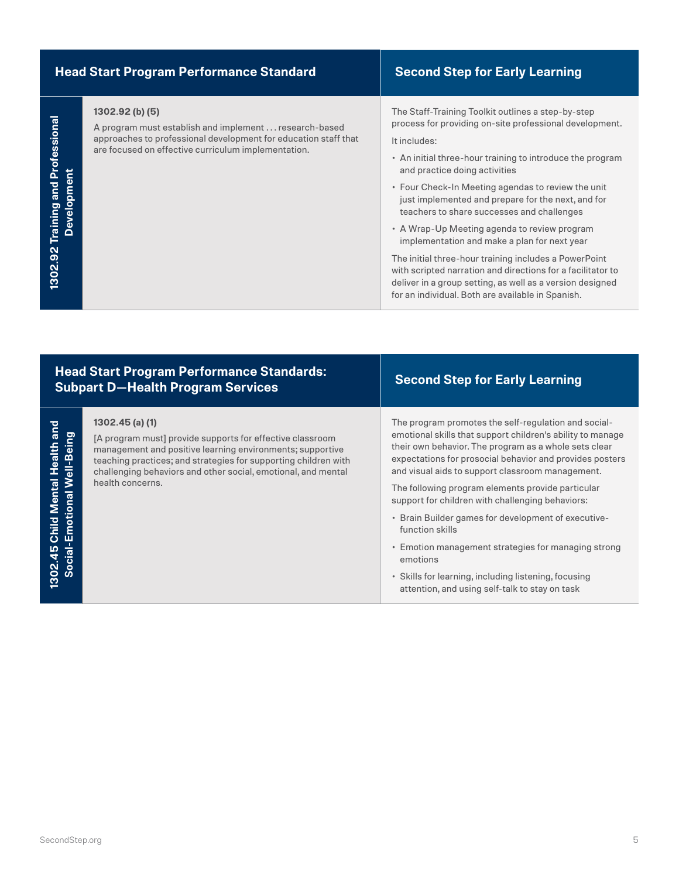| | Head Start Program Performance Standard | Second Step for Early Learning |
|---|---|---|
| **1302.92 Training and Professional Development** | **1302.92 (b) (5)**<br>A program must establish and implement . . . research-based approaches to professional development for education staff that are focused on effective curriculum implementation. | The Staff-Training Toolkit outlines a step-by-step process for providing on-site professional development.<br>It includes:<br>• An initial three-hour training to introduce the program and practice doing activities<br>• Four Check-In Meeting agendas to review the unit just implemented and prepare for the next, and for teachers to share successes and challenges<br>• A Wrap-Up Meeting agenda to review program implementation and make a plan for next year<br>The initial three-hour training includes a PowerPoint with scripted narration and directions for a facilitator to deliver in a group setting, as well as a version designed for an individual. Both are available in Spanish. |

| | Head Start Program Performance Standards: Subpart D—Health Program Services | Second Step for Early Learning |
|---|---|---|
| **1302.45 Child Mental Health and Social-Emotional Well-Being** | **1302.45 (a) (1)**<br>[A program must] provide supports for effective classroom management and positive learning environments; supportive teaching practices; and strategies for supporting children with challenging behaviors and other social, emotional, and mental health concerns. | The program promotes the self-regulation and social-emotional skills that support children's ability to manage their own behavior. The program as a whole sets clear expectations for prosocial behavior and provides posters and visual aids to support classroom management.<br>The following program elements provide particular support for children with challenging behaviors:<br>• Brain Builder games for development of executive-function skills<br>• Emotion management strategies for managing strong emotions<br>• Skills for learning, including listening, focusing attention, and using self-talk to stay on task |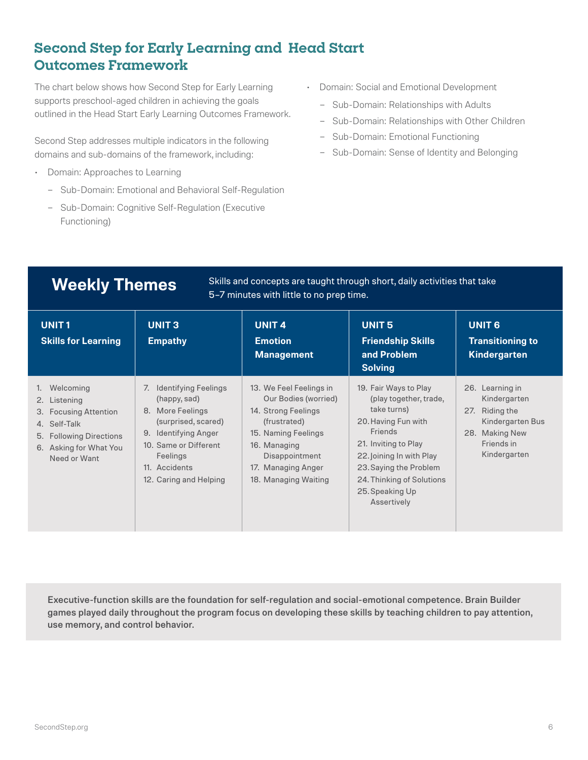## Second Step for Early Learning and Head Start Outcomes Framework

The chart below shows how Second Step for Early Learning supports preschool-aged children in achieving the goals outlined in the Head Start Early Learning Outcomes Framework.

Second Step addresses multiple indicators in the following domains and sub-domains of the framework, including:

- Domain: Approaches to Learning
  - Sub-Domain: Emotional and Behavioral Self-Regulation
  - Sub-Domain: Cognitive Self-Regulation (Executive Functioning)
- Domain: Social and Emotional Development
  - Sub-Domain: Relationships with Adults
  - Sub-Domain: Relationships with Other Children
  - Sub-Domain: Emotional Functioning
  - Sub-Domain: Sense of Identity and Belonging

### Weekly Themes

Skills and concepts are taught through short, daily activities that take 5–7 minutes with little to no prep time.

| UNIT 1 Skills for Learning | UNIT 3 Empathy | UNIT 4 Emotion Management | UNIT 5 Friendship Skills and Problem Solving | UNIT 6 Transitioning to Kindergarten |
|---|---|---|---|---|
| 1. Welcoming<br>2. Listening<br>3. Focusing Attention<br>4. Self-Talk<br>5. Following Directions<br>6. Asking for What You Need or Want | 7. Identifying Feelings (happy, sad)<br>8. More Feelings (surprised, scared)<br>9. Identifying Anger<br>10. Same or Different Feelings<br>11. Accidents<br>12. Caring and Helping | 13. We Feel Feelings in Our Bodies (worried)<br>14. Strong Feelings (frustrated)<br>15. Naming Feelings<br>16. Managing Disappointment<br>17. Managing Anger<br>18. Managing Waiting | 19. Fair Ways to Play (play together, trade, take turns)<br>20. Having Fun with Friends<br>21. Inviting to Play<br>22. Joining In with Play<br>23. Saying the Problem<br>24. Thinking of Solutions<br>25. Speaking Up Assertively | 26. Learning in Kindergarten<br>27. Riding the Kindergarten Bus<br>28. Making New Friends in Kindergarten |

**Executive-function skills are the foundation for self-regulation and social-emotional competence. Brain Builder games played daily throughout the program focus on developing these skills by teaching children to pay attention, use memory, and control behavior.**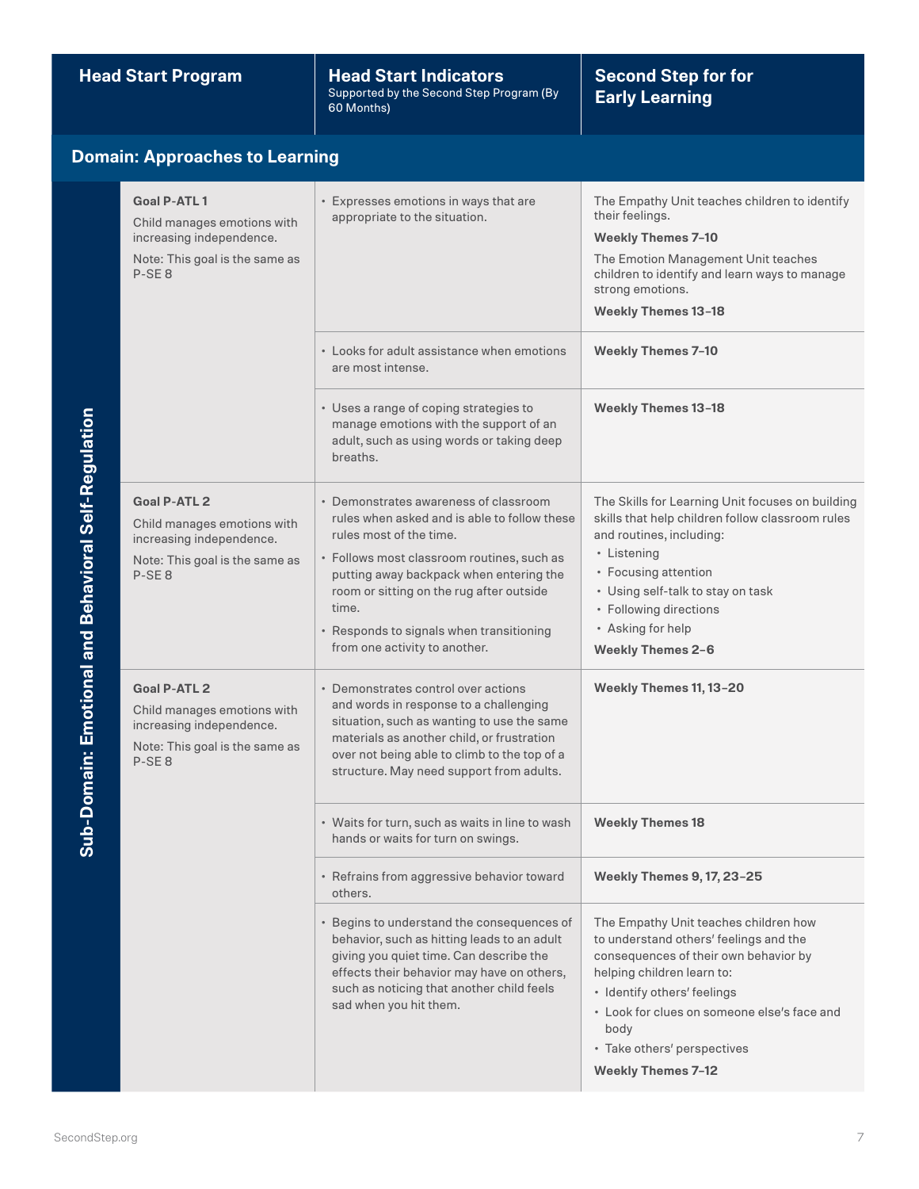| Head Start Program | | Head Start Indicators<br>Supported by the Second Step Program (By 60 Months) | Second Step for for Early Learning |
|---|---|---|---|
| **Domain: Approaches to Learning** | | | |
| Sub-Domain: Emotional and Behavioral Self-Regulation | **Goal P-ATL 1**<br>Child manages emotions with increasing independence.<br>Note: This goal is the same as P-SE 8 | • Expresses emotions in ways that are appropriate to the situation. | The Empathy Unit teaches children to identify their feelings.<br>**Weekly Themes 7–10**<br>The Emotion Management Unit teaches children to identify and learn ways to manage strong emotions.<br>**Weekly Themes 13–18** |
| | | • Looks for adult assistance when emotions are most intense. | **Weekly Themes 7–10** |
| | | • Uses a range of coping strategies to manage emotions with the support of an adult, such as using words or taking deep breaths. | **Weekly Themes 13–18** |
| | **Goal P-ATL 2**<br>Child manages emotions with increasing independence.<br>Note: This goal is the same as P-SE 8 | • Demonstrates awareness of classroom rules when asked and is able to follow these rules most of the time.<br>• Follows most classroom routines, such as putting away backpack when entering the room or sitting on the rug after outside time.<br>• Responds to signals when transitioning from one activity to another. | The Skills for Learning Unit focuses on building skills that help children follow classroom rules and routines, including:<br>• Listening<br>• Focusing attention<br>• Using self-talk to stay on task<br>• Following directions<br>• Asking for help<br>**Weekly Themes 2–6** |
| | **Goal P-ATL 2**<br>Child manages emotions with increasing independence.<br>Note: This goal is the same as P-SE 8 | • Demonstrates control over actions and words in response to a challenging situation, such as wanting to use the same materials as another child, or frustration over not being able to climb to the top of a structure. May need support from adults. | **Weekly Themes 11, 13–20** |
| | | • Waits for turn, such as waits in line to wash hands or waits for turn on swings. | **Weekly Themes 18** |
| | | • Refrains from aggressive behavior toward others. | **Weekly Themes 9, 17, 23–25** |
| | | • Begins to understand the consequences of behavior, such as hitting leads to an adult giving you quiet time. Can describe the effects their behavior may have on others, such as noticing that another child feels sad when you hit them. | The Empathy Unit teaches children how to understand others' feelings and the consequences of their own behavior by helping children learn to:<br>• Identify others' feelings<br>• Look for clues on someone else's face and body<br>• Take others' perspectives<br>**Weekly Themes 7–12** |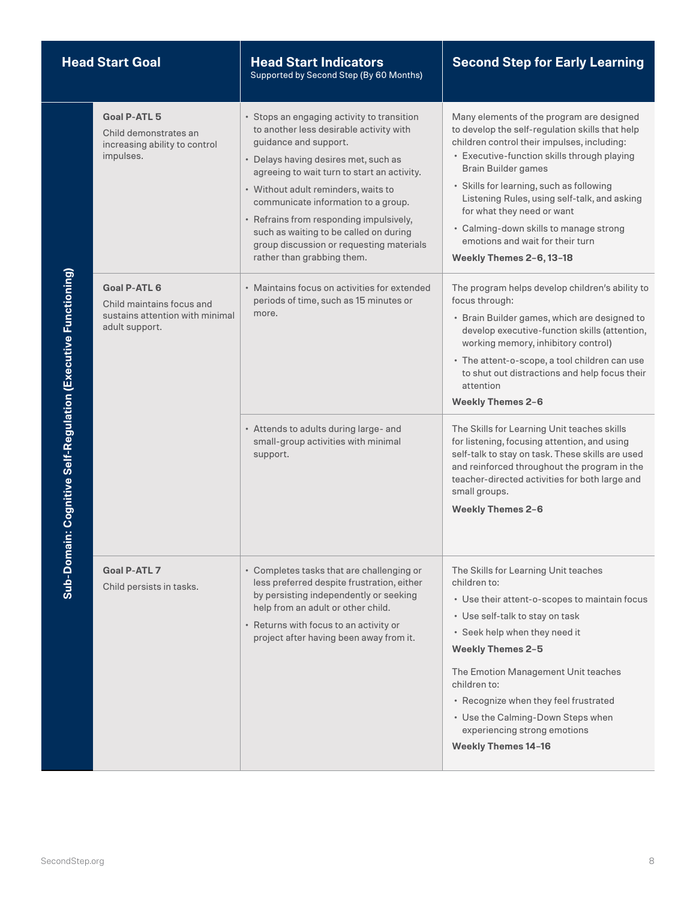| Sub-Domain | Head Start Goal | Head Start Indicators<br>Supported by Second Step (By 60 Months) | Second Step for Early Learning |
|---|---|---|---|
| Sub-Domain: Cognitive Self-Regulation (Executive Functioning) | **Goal P-ATL 5**<br>Child demonstrates an increasing ability to control impulses. | • Stops an engaging activity to transition to another less desirable activity with guidance and support.<br>• Delays having desires met, such as agreeing to wait turn to start an activity.<br>• Without adult reminders, waits to communicate information to a group.<br>• Refrains from responding impulsively, such as waiting to be called on during group discussion or requesting materials rather than grabbing them. | Many elements of the program are designed to develop the self-regulation skills that help children control their impulses, including:<br>• Executive-function skills through playing Brain Builder games<br>• Skills for learning, such as following Listening Rules, using self-talk, and asking for what they need or want<br>• Calming-down skills to manage strong emotions and wait for their turn<br>**Weekly Themes 2–6, 13–18** |
| | **Goal P-ATL 6**<br>Child maintains focus and sustains attention with minimal adult support. | • Maintains focus on activities for extended periods of time, such as 15 minutes or more. | The program helps develop children's ability to focus through:<br>• Brain Builder games, which are designed to develop executive-function skills (attention, working memory, inhibitory control)<br>• The attent-o-scope, a tool children can use to shut out distractions and help focus their attention<br>**Weekly Themes 2–6** |
| | | • Attends to adults during large- and small-group activities with minimal support. | The Skills for Learning Unit teaches skills for listening, focusing attention, and using self-talk to stay on task. These skills are used and reinforced throughout the program in the teacher-directed activities for both large and small groups.<br>**Weekly Themes 2–6** |
| | **Goal P-ATL 7**<br>Child persists in tasks. | • Completes tasks that are challenging or less preferred despite frustration, either by persisting independently or seeking help from an adult or other child.<br>• Returns with focus to an activity or project after having been away from it. | The Skills for Learning Unit teaches children to:<br>• Use their attent-o-scopes to maintain focus<br>• Use self-talk to stay on task<br>• Seek help when they need it<br>**Weekly Themes 2–5**<br><br>The Emotion Management Unit teaches children to:<br>• Recognize when they feel frustrated<br>• Use the Calming-Down Steps when experiencing strong emotions<br>**Weekly Themes 14–16** |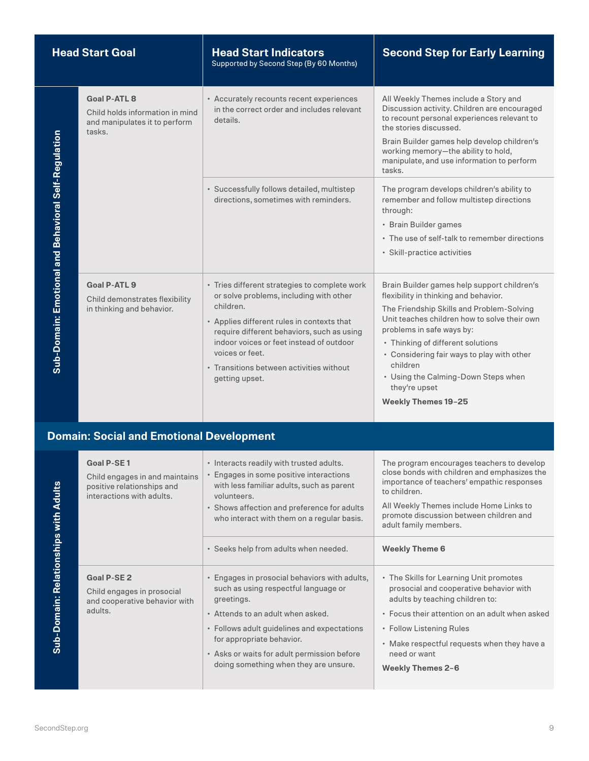| Head Start Goal | | Head Start Indicators<br>Supported by Second Step (By 60 Months) | Second Step for Early Learning |
|---|---|---|---|
| Sub-Domain: Emotional and Behavioral Self-Regulation | **Goal P-ATL 8**<br>Child holds information in mind and manipulates it to perform tasks. | • Accurately recounts recent experiences in the correct order and includes relevant details. | All Weekly Themes include a Story and Discussion activity. Children are encouraged to recount personal experiences relevant to the stories discussed.<br>Brain Builder games help develop children's working memory—the ability to hold, manipulate, and use information to perform tasks. |
| | | • Successfully follows detailed, multistep directions, sometimes with reminders. | The program develops children's ability to remember and follow multistep directions through:<br>• Brain Builder games<br>• The use of self-talk to remember directions<br>• Skill-practice activities |
| | **Goal P-ATL 9**<br>Child demonstrates flexibility in thinking and behavior. | • Tries different strategies to complete work or solve problems, including with other children.<br>• Applies different rules in contexts that require different behaviors, such as using indoor voices or feet instead of outdoor voices or feet.<br>• Transitions between activities without getting upset. | Brain Builder games help support children's flexibility in thinking and behavior.<br>The Friendship Skills and Problem-Solving Unit teaches children how to solve their own problems in safe ways by:<br>• Thinking of different solutions<br>• Considering fair ways to play with other children<br>• Using the Calming-Down Steps when they're upset<br>**Weekly Themes 19–25** |
| **Domain: Social and Emotional Development** | | | |
| Sub-Domain: Relationships with Adults | **Goal P-SE 1**<br>Child engages in and maintains positive relationships and interactions with adults. | • Interacts readily with trusted adults.<br>• Engages in some positive interactions with less familiar adults, such as parent volunteers.<br>• Shows affection and preference for adults who interact with them on a regular basis. | The program encourages teachers to develop close bonds with children and emphasizes the importance of teachers' empathic responses to children.<br>All Weekly Themes include Home Links to promote discussion between children and adult family members. |
| | | • Seeks help from adults when needed. | **Weekly Theme 6** |
| | **Goal P-SE 2**<br>Child engages in prosocial and cooperative behavior with adults. | • Engages in prosocial behaviors with adults, such as using respectful language or greetings.<br>• Attends to an adult when asked.<br>• Follows adult guidelines and expectations for appropriate behavior.<br>• Asks or waits for adult permission before doing something when they are unsure. | • The Skills for Learning Unit promotes prosocial and cooperative behavior with adults by teaching children to:<br>• Focus their attention on an adult when asked<br>• Follow Listening Rules<br>• Make respectful requests when they have a need or want<br>**Weekly Themes 2–6** |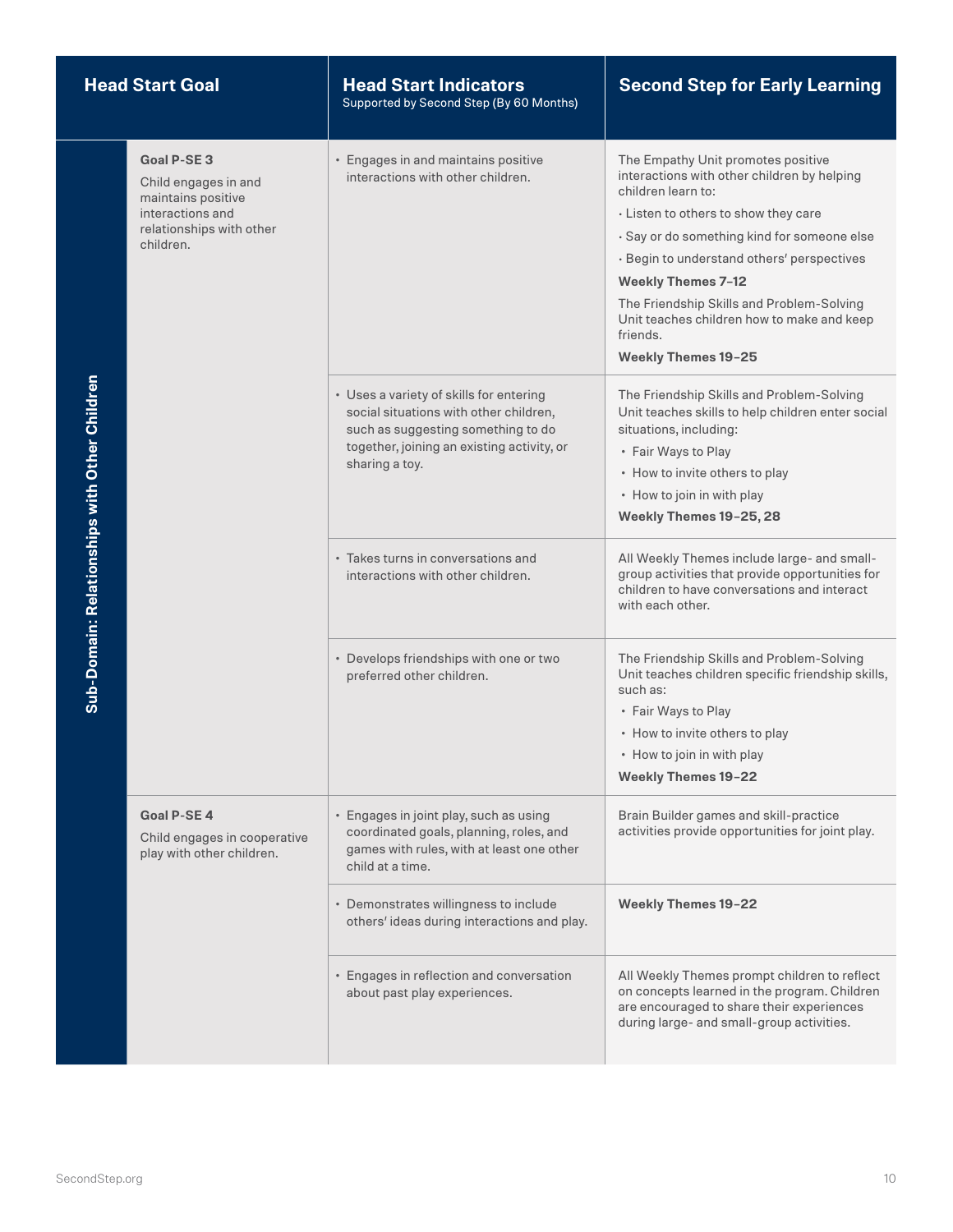| Head Start Goal | | Head Start Indicators<br>Supported by Second Step (By 60 Months) | Second Step for Early Learning |
|---|---|---|---|
| Sub-Domain: Relationships with Other Children | **Goal P-SE 3**<br>Child engages in and maintains positive interactions and relationships with other children. | • Engages in and maintains positive interactions with other children. | The Empathy Unit promotes positive interactions with other children by helping children learn to:<br>· Listen to others to show they care<br>· Say or do something kind for someone else<br>· Begin to understand others' perspectives<br>**Weekly Themes 7–12**<br>The Friendship Skills and Problem-Solving Unit teaches children how to make and keep friends.<br>**Weekly Themes 19–25** |
| | | • Uses a variety of skills for entering social situations with other children, such as suggesting something to do together, joining an existing activity, or sharing a toy. | The Friendship Skills and Problem-Solving Unit teaches skills to help children enter social situations, including:<br>• Fair Ways to Play<br>• How to invite others to play<br>• How to join in with play<br>**Weekly Themes 19–25, 28** |
| | | • Takes turns in conversations and interactions with other children. | All Weekly Themes include large- and small-group activities that provide opportunities for children to have conversations and interact with each other. |
| | | • Develops friendships with one or two preferred other children. | The Friendship Skills and Problem-Solving Unit teaches children specific friendship skills, such as:<br>• Fair Ways to Play<br>• How to invite others to play<br>• How to join in with play<br>**Weekly Themes 19–22** |
| | **Goal P-SE 4**<br>Child engages in cooperative play with other children. | • Engages in joint play, such as using coordinated goals, planning, roles, and games with rules, with at least one other child at a time. | Brain Builder games and skill-practice activities provide opportunities for joint play. |
| | | • Demonstrates willingness to include others' ideas during interactions and play. | **Weekly Themes 19–22** |
| | | • Engages in reflection and conversation about past play experiences. | All Weekly Themes prompt children to reflect on concepts learned in the program. Children are encouraged to share their experiences during large- and small-group activities. |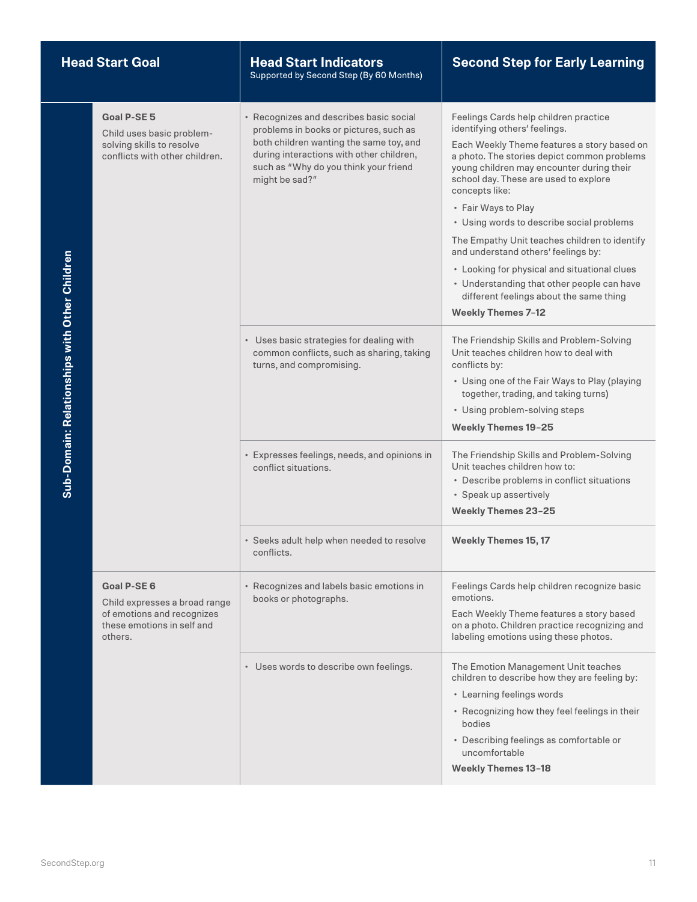| Sub-Domain | Head Start Goal | Head Start Indicators Supported by Second Step (By 60 Months) | Second Step for Early Learning |
|---|---|---|---|
| Sub-Domain: Relationships with Other Children | **Goal P-SE 5** Child uses basic problem-solving skills to resolve conflicts with other children. | • Recognizes and describes basic social problems in books or pictures, such as both children wanting the same toy, and during interactions with other children, such as "Why do you think your friend might be sad?" | Feelings Cards help children practice identifying others' feelings. Each Weekly Theme features a story based on a photo. The stories depict common problems young children may encounter during their school day. These are used to explore concepts like: • Fair Ways to Play • Using words to describe social problems The Empathy Unit teaches children to identify and understand others' feelings by: • Looking for physical and situational clues • Understanding that other people can have different feelings about the same thing **Weekly Themes 7–12** |
| | | • Uses basic strategies for dealing with common conflicts, such as sharing, taking turns, and compromising. | The Friendship Skills and Problem-Solving Unit teaches children how to deal with conflicts by: • Using one of the Fair Ways to Play (playing together, trading, and taking turns) • Using problem-solving steps **Weekly Themes 19–25** |
| | | • Expresses feelings, needs, and opinions in conflict situations. | The Friendship Skills and Problem-Solving Unit teaches children how to: • Describe problems in conflict situations • Speak up assertively **Weekly Themes 23–25** |
| | | • Seeks adult help when needed to resolve conflicts. | **Weekly Themes 15, 17** |
| | **Goal P-SE 6** Child expresses a broad range of emotions and recognizes these emotions in self and others. | • Recognizes and labels basic emotions in books or photographs. | Feelings Cards help children recognize basic emotions. Each Weekly Theme features a story based on a photo. Children practice recognizing and labeling emotions using these photos. |
| | | • Uses words to describe own feelings. | The Emotion Management Unit teaches children to describe how they are feeling by: • Learning feelings words • Recognizing how they feel feelings in their bodies • Describing feelings as comfortable or uncomfortable **Weekly Themes 13–18** |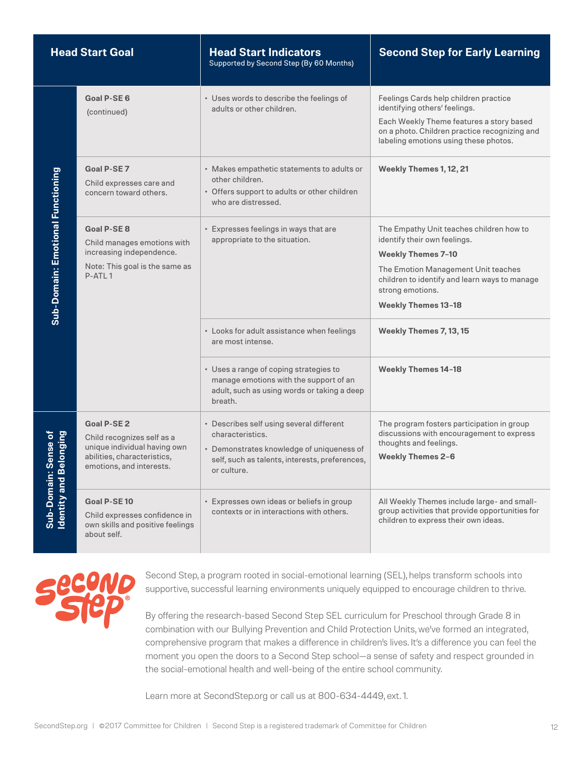| Head Start Goal | | Head Start Indicators<br>Supported by Second Step (By 60 Months) | Second Step for Early Learning |
|---|---|---|---|
| Sub-Domain: Emotional Functioning | **Goal P-SE 6**<br>(continued) | • Uses words to describe the feelings of adults or other children. | Feelings Cards help children practice identifying others' feelings.<br>Each Weekly Theme features a story based on a photo. Children practice recognizing and labeling emotions using these photos. |
| | **Goal P-SE 7**<br>Child expresses care and concern toward others. | • Makes empathetic statements to adults or other children.<br>• Offers support to adults or other children who are distressed. | **Weekly Themes 1, 12, 21** |
| | **Goal P-SE 8**<br>Child manages emotions with increasing independence.<br>Note: This goal is the same as P-ATL 1 | • Expresses feelings in ways that are appropriate to the situation. | The Empathy Unit teaches children how to identify their own feelings.<br>**Weekly Themes 7–10**<br>The Emotion Management Unit teaches children to identify and learn ways to manage strong emotions.<br>**Weekly Themes 13–18** |
| | | • Looks for adult assistance when feelings are most intense. | **Weekly Themes 7, 13, 15** |
| | | • Uses a range of coping strategies to manage emotions with the support of an adult, such as using words or taking a deep breath. | **Weekly Themes 14–18** |
| Sub-Domain: Sense of Identity and Belonging | **Goal P-SE 2**<br>Child recognizes self as a unique individual having own abilities, characteristics, emotions, and interests. | • Describes self using several different characteristics.<br>• Demonstrates knowledge of uniqueness of self, such as talents, interests, preferences, or culture. | The program fosters participation in group discussions with encouragement to express thoughts and feelings.<br>**Weekly Themes 2–6** |
| | **Goal P-SE 10**<br>Child expresses confidence in own skills and positive feelings about self. | • Expresses own ideas or beliefs in group contexts or in interactions with others. | All Weekly Themes include large- and small-group activities that provide opportunities for children to express their own ideas. |

Second Step, a program rooted in social-emotional learning (SEL), helps transform schools into supportive, successful learning environments uniquely equipped to encourage children to thrive.

By offering the research-based Second Step SEL curriculum for Preschool through Grade 8 in combination with our Bullying Prevention and Child Protection Units, we've formed an integrated, comprehensive program that makes a difference in children's lives. It's a difference you can feel the moment you open the doors to a Second Step school—a sense of safety and respect grounded in the social-emotional health and well-being of the entire school community.

Learn more at SecondStep.org or call us at 800-634-4449, ext. 1.

SecondStep.org | ©2017 Committee for Children | Second Step is a registered trademark of Committee for Children